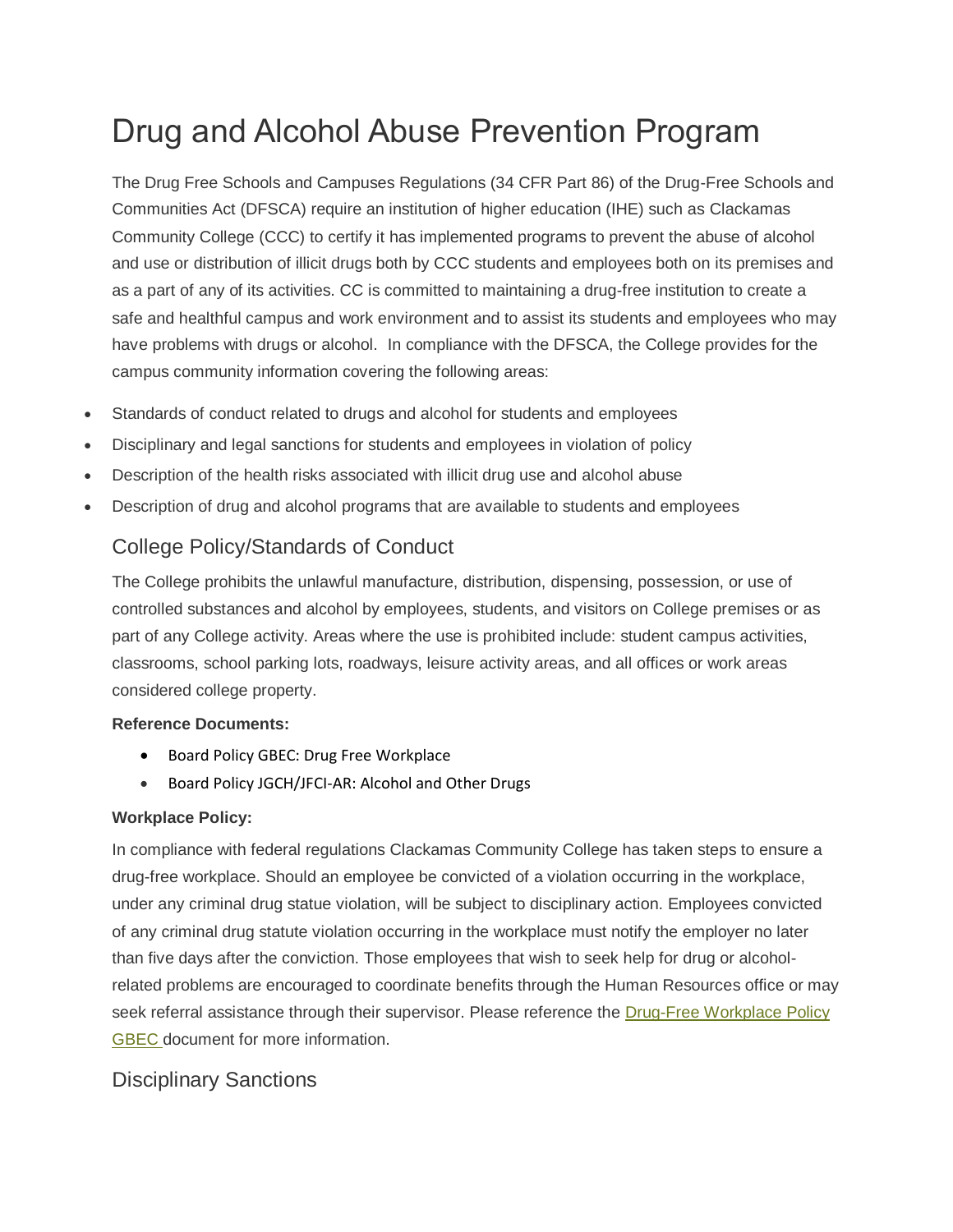# Drug and Alcohol Abuse Prevention Program

The Drug Free Schools and Campuses Regulations (34 CFR Part 86) of the Drug-Free Schools and Communities Act (DFSCA) require an institution of higher education (IHE) such as Clackamas Community College (CCC) to certify it has implemented programs to prevent the abuse of alcohol and use or distribution of illicit drugs both by CCC students and employees both on its premises and as a part of any of its activities. CC is committed to maintaining a drug-free institution to create a safe and healthful campus and work environment and to assist its students and employees who may have problems with drugs or alcohol. In compliance with the DFSCA, the College provides for the campus community information covering the following areas:

- Standards of conduct related to drugs and alcohol for students and employees
- Disciplinary and legal sanctions for students and employees in violation of policy
- Description of the health risks associated with illicit drug use and alcohol abuse
- Description of drug and alcohol programs that are available to students and employees

## College Policy/Standards of Conduct

The College prohibits the unlawful manufacture, distribution, dispensing, possession, or use of controlled substances and alcohol by employees, students, and visitors on College premises or as part of any College activity. Areas where the use is prohibited include: student campus activities, classrooms, school parking lots, roadways, leisure activity areas, and all offices or work areas considered college property.

**Reference Documents:**

- Board Policy GBEC: Drug Free Workplace
- Board Policy JGCH/JFCI-AR: Alcohol and Other Drugs

**Workplace Policy:**

In compliance with federal regulations Clackamas Community College has taken steps to ensure a drug-free workplace. Should an employee be convicted of a violation occurring in the workplace, under any criminal drug statue violation, will be subject to disciplinary action. Employees convicted of any criminal drug statute violation occurring in the workplace must notify the employer no later than five days after the conviction. Those employees that wish to seek help for drug or alcohol-related problems are encouraged to coordinate benefits through the Human Resources office or may seek referral assistance through their supervisor. Please reference the Drug-Free Workplace Policy GBEC document for more information.

## Disciplinary Sanctions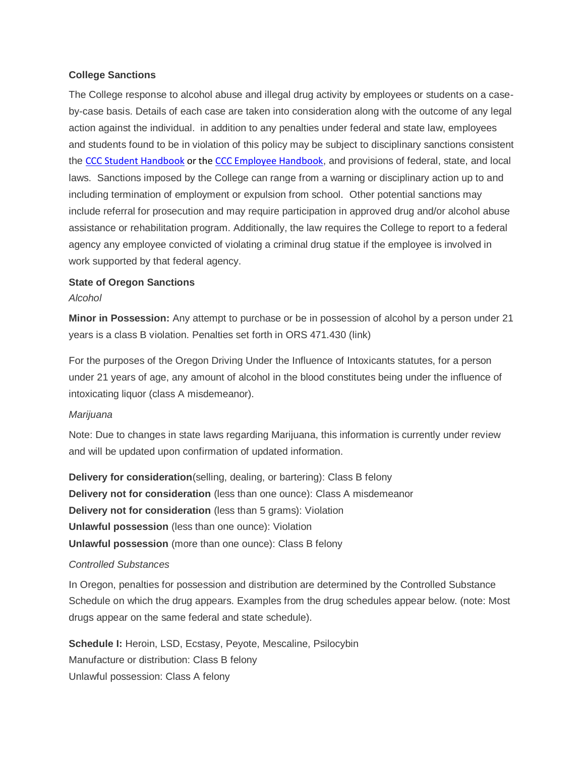**College Sanctions**

The College response to alcohol abuse and illegal drug activity by employees or students on a case-by-case basis. Details of each case are taken into consideration along with the outcome of any legal action against the individual.  in addition to any penalties under federal and state law, employees and students found to be in violation of this policy may be subject to disciplinary sanctions consistent the CCC Student Handbook or the CCC Employee Handbook, and provisions of federal, state, and local laws.  Sanctions imposed by the College can range from a warning or disciplinary action up to and including termination of employment or expulsion from school.  Other potential sanctions may include referral for prosecution and may require participation in approved drug and/or alcohol abuse assistance or rehabilitation program. Additionally, the law requires the College to report to a federal agency any employee convicted of violating a criminal drug statue if the employee is involved in work supported by that federal agency.

**State of Oregon Sanctions**

*Alcohol*

**Minor in Possession:** Any attempt to purchase or be in possession of alcohol by a person under 21 years is a class B violation. Penalties set forth in ORS 471.430 (link)

For the purposes of the Oregon Driving Under the Influence of Intoxicants statutes, for a person under 21 years of age, any amount of alcohol in the blood constitutes being under the influence of intoxicating liquor (class A misdemeanor).

*Marijuana*

Note: Due to changes in state laws regarding Marijuana, this information is currently under review and will be updated upon confirmation of updated information.

**Delivery for consideration**(selling, dealing, or bartering): Class B felony
**Delivery not for consideration** (less than one ounce): Class A misdemeanor
**Delivery not for consideration** (less than 5 grams): Violation
**Unlawful possession** (less than one ounce): Violation
**Unlawful possession** (more than one ounce): Class B felony

*Controlled Substances*

In Oregon, penalties for possession and distribution are determined by the Controlled Substance Schedule on which the drug appears. Examples from the drug schedules appear below. (note: Most drugs appear on the same federal and state schedule).

**Schedule I:** Heroin, LSD, Ecstasy, Peyote, Mescaline, Psilocybin
Manufacture or distribution: Class B felony
Unlawful possession: Class A felony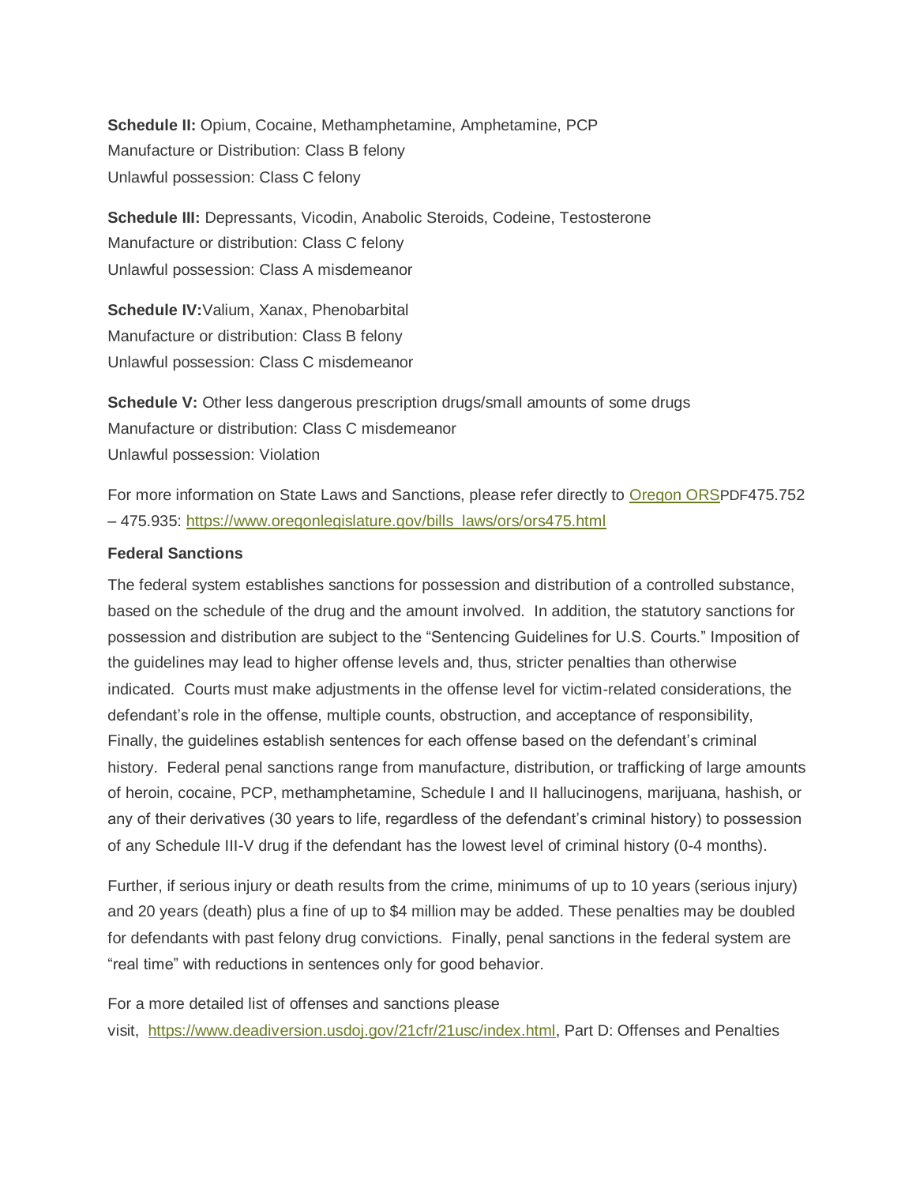**Schedule II:** Opium, Cocaine, Methamphetamine, Amphetamine, PCP
Manufacture or Distribution: Class B felony
Unlawful possession: Class C felony

**Schedule III:** Depressants, Vicodin, Anabolic Steroids, Codeine, Testosterone
Manufacture or distribution: Class C felony
Unlawful possession: Class A misdemeanor

**Schedule IV:**Valium, Xanax, Phenobarbital
Manufacture or distribution: Class B felony
Unlawful possession: Class C misdemeanor

**Schedule V:** Other less dangerous prescription drugs/small amounts of some drugs
Manufacture or distribution: Class C misdemeanor
Unlawful possession: Violation

For more information on State Laws and Sanctions, please refer directly to Oregon ORSPDF475.752 – 475.935: https://www.oregonlegislature.gov/bills_laws/ors/ors475.html

**Federal Sanctions**

The federal system establishes sanctions for possession and distribution of a controlled substance, based on the schedule of the drug and the amount involved. In addition, the statutory sanctions for possession and distribution are subject to the "Sentencing Guidelines for U.S. Courts." Imposition of the guidelines may lead to higher offense levels and, thus, stricter penalties than otherwise indicated. Courts must make adjustments in the offense level for victim-related considerations, the defendant's role in the offense, multiple counts, obstruction, and acceptance of responsibility, Finally, the guidelines establish sentences for each offense based on the defendant's criminal history. Federal penal sanctions range from manufacture, distribution, or trafficking of large amounts of heroin, cocaine, PCP, methamphetamine, Schedule I and II hallucinogens, marijuana, hashish, or any of their derivatives (30 years to life, regardless of the defendant's criminal history) to possession of any Schedule III-V drug if the defendant has the lowest level of criminal history (0-4 months).

Further, if serious injury or death results from the crime, minimums of up to 10 years (serious injury) and 20 years (death) plus a fine of up to $4 million may be added. These penalties may be doubled for defendants with past felony drug convictions. Finally, penal sanctions in the federal system are "real time" with reductions in sentences only for good behavior.

For a more detailed list of offenses and sanctions please visit, https://www.deadiversion.usdoj.gov/21cfr/21usc/index.html, Part D: Offenses and Penalties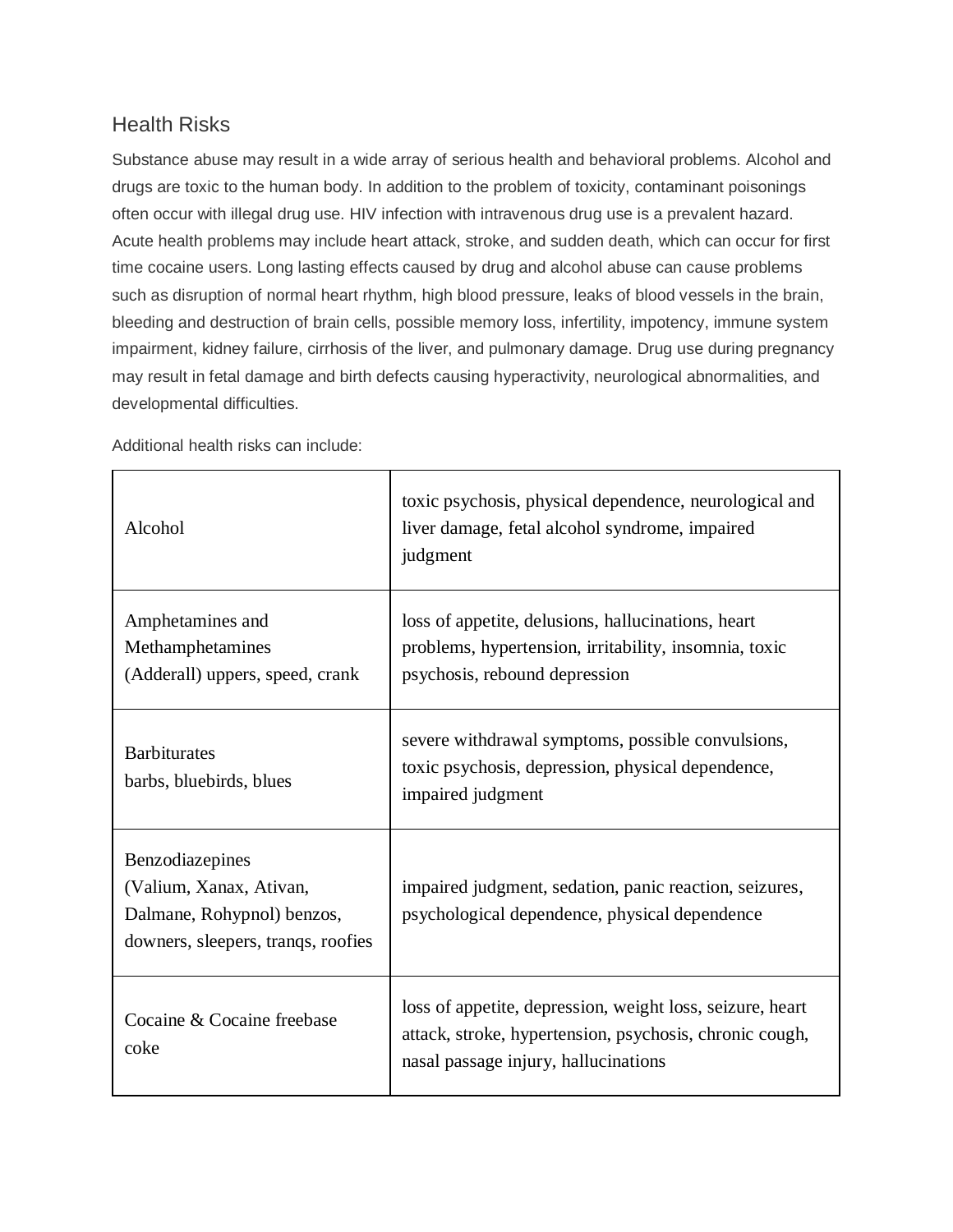## Health Risks

Substance abuse may result in a wide array of serious health and behavioral problems. Alcohol and drugs are toxic to the human body. In addition to the problem of toxicity, contaminant poisonings often occur with illegal drug use. HIV infection with intravenous drug use is a prevalent hazard. Acute health problems may include heart attack, stroke, and sudden death, which can occur for first time cocaine users. Long lasting effects caused by drug and alcohol abuse can cause problems such as disruption of normal heart rhythm, high blood pressure, leaks of blood vessels in the brain, bleeding and destruction of brain cells, possible memory loss, infertility, impotency, immune system impairment, kidney failure, cirrhosis of the liver, and pulmonary damage. Drug use during pregnancy may result in fetal damage and birth defects causing hyperactivity, neurological abnormalities, and developmental difficulties.

Additional health risks can include:

| | |
|---|---|
| Alcohol | toxic psychosis, physical dependence, neurological and liver damage, fetal alcohol syndrome, impaired judgment |
| Amphetamines and Methamphetamines (Adderall) uppers, speed, crank | loss of appetite, delusions, hallucinations, heart problems, hypertension, irritability, insomnia, toxic psychosis, rebound depression |
| Barbiturates barbs, bluebirds, blues | severe withdrawal symptoms, possible convulsions, toxic psychosis, depression, physical dependence, impaired judgment |
| Benzodiazepines (Valium, Xanax, Ativan, Dalmane, Rohypnol) benzos, downers, sleepers, tranqs, roofies | impaired judgment, sedation, panic reaction, seizures, psychological dependence, physical dependence |
| Cocaine & Cocaine freebase coke | loss of appetite, depression, weight loss, seizure, heart attack, stroke, hypertension, psychosis, chronic cough, nasal passage injury, hallucinations |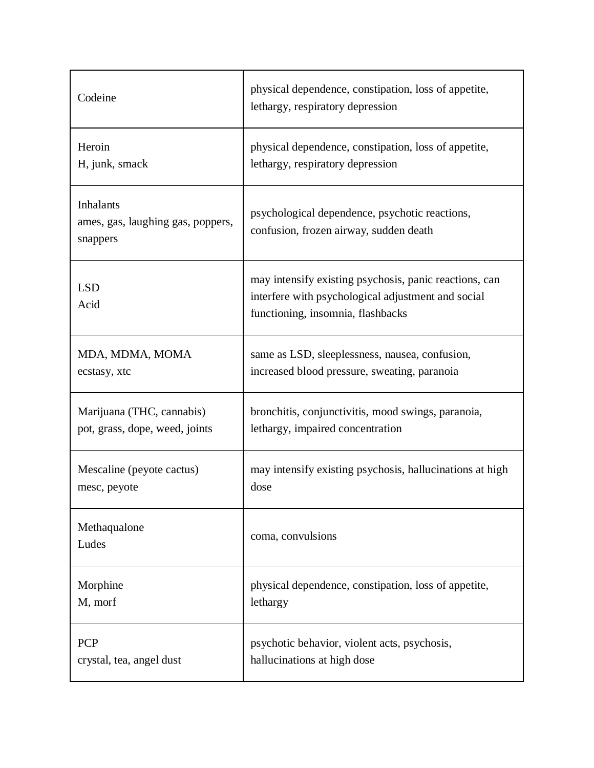| | |
|---|---|
| Codeine | physical dependence, constipation, loss of appetite, lethargy, respiratory depression |
| Heroin<br>H, junk, smack | physical dependence, constipation, loss of appetite, lethargy, respiratory depression |
| Inhalants<br>ames, gas, laughing gas, poppers, snappers | psychological dependence, psychotic reactions, confusion, frozen airway, sudden death |
| LSD<br>Acid | may intensify existing psychosis, panic reactions, can interfere with psychological adjustment and social functioning, insomnia, flashbacks |
| MDA, MDMA, MOMA<br>ecstasy, xtc | same as LSD, sleeplessness, nausea, confusion, increased blood pressure, sweating, paranoia |
| Marijuana (THC, cannabis)<br>pot, grass, dope, weed, joints | bronchitis, conjunctivitis, mood swings, paranoia, lethargy, impaired concentration |
| Mescaline (peyote cactus)<br>mesc, peyote | may intensify existing psychosis, hallucinations at high dose |
| Methaqualone<br>Ludes | coma, convulsions |
| Morphine<br>M, morf | physical dependence, constipation, loss of appetite, lethargy |
| PCP<br>crystal, tea, angel dust | psychotic behavior, violent acts, psychosis, hallucinations at high dose |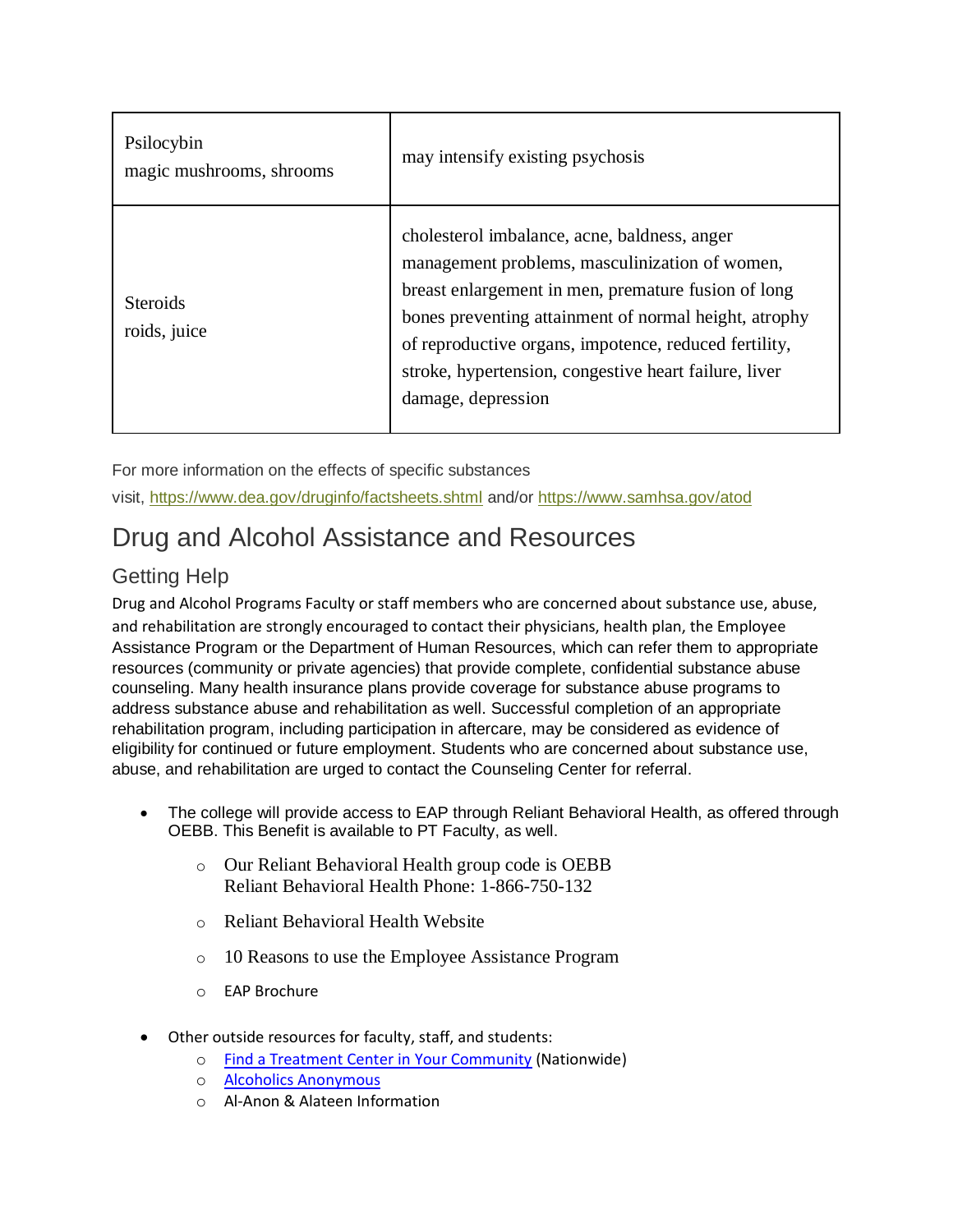| | |
|---|---|
| Psilocybin<br>magic mushrooms, shrooms | may intensify existing psychosis |
| Steroids<br>roids, juice | cholesterol imbalance, acne, baldness, anger management problems, masculinization of women, breast enlargement in men, premature fusion of long bones preventing attainment of normal height, atrophy of reproductive organs, impotence, reduced fertility, stroke, hypertension, congestive heart failure, liver damage, depression |

For more information on the effects of specific substances visit, https://www.dea.gov/druginfo/factsheets.shtml and/or https://www.samhsa.gov/atod

# Drug and Alcohol Assistance and Resources

## Getting Help

Drug and Alcohol Programs Faculty or staff members who are concerned about substance use, abuse, and rehabilitation are strongly encouraged to contact their physicians, health plan, the Employee Assistance Program or the Department of Human Resources, which can refer them to appropriate resources (community or private agencies) that provide complete, confidential substance abuse counseling. Many health insurance plans provide coverage for substance abuse programs to address substance abuse and rehabilitation as well. Successful completion of an appropriate rehabilitation program, including participation in aftercare, may be considered as evidence of eligibility for continued or future employment. Students who are concerned about substance use, abuse, and rehabilitation are urged to contact the Counseling Center for referral.

- The college will provide access to EAP through Reliant Behavioral Health, as offered through OEBB. This Benefit is available to PT Faculty, as well.
  - Our Reliant Behavioral Health group code is OEBB
    Reliant Behavioral Health Phone: 1-866-750-132
  - Reliant Behavioral Health Website
  - 10 Reasons to use the Employee Assistance Program
  - EAP Brochure
- Other outside resources for faculty, staff, and students:
  - Find a Treatment Center in Your Community (Nationwide)
  - Alcoholics Anonymous
  - Al-Anon & Alateen Information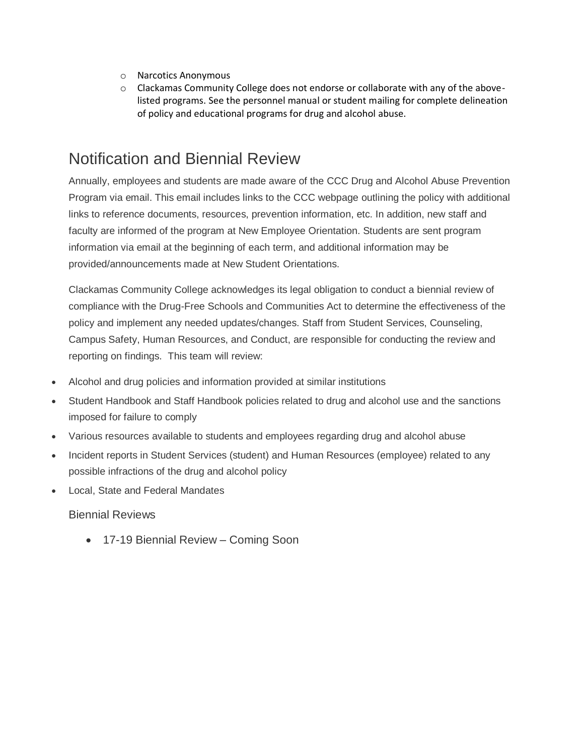- Narcotics Anonymous
  - Clackamas Community College does not endorse or collaborate with any of the above-listed programs. See the personnel manual or student mailing for complete delineation of policy and educational programs for drug and alcohol abuse.

## Notification and Biennial Review

Annually, employees and students are made aware of the CCC Drug and Alcohol Abuse Prevention Program via email. This email includes links to the CCC webpage outlining the policy with additional links to reference documents, resources, prevention information, etc. In addition, new staff and faculty are informed of the program at New Employee Orientation. Students are sent program information via email at the beginning of each term, and additional information may be provided/announcements made at New Student Orientations.

Clackamas Community College acknowledges its legal obligation to conduct a biennial review of compliance with the Drug-Free Schools and Communities Act to determine the effectiveness of the policy and implement any needed updates/changes. Staff from Student Services, Counseling, Campus Safety, Human Resources, and Conduct, are responsible for conducting the review and reporting on findings. This team will review:

- Alcohol and drug policies and information provided at similar institutions
- Student Handbook and Staff Handbook policies related to drug and alcohol use and the sanctions imposed for failure to comply
- Various resources available to students and employees regarding drug and alcohol abuse
- Incident reports in Student Services (student) and Human Resources (employee) related to any possible infractions of the drug and alcohol policy
- Local, State and Federal Mandates

### Biennial Reviews

- 17-19 Biennial Review – Coming Soon